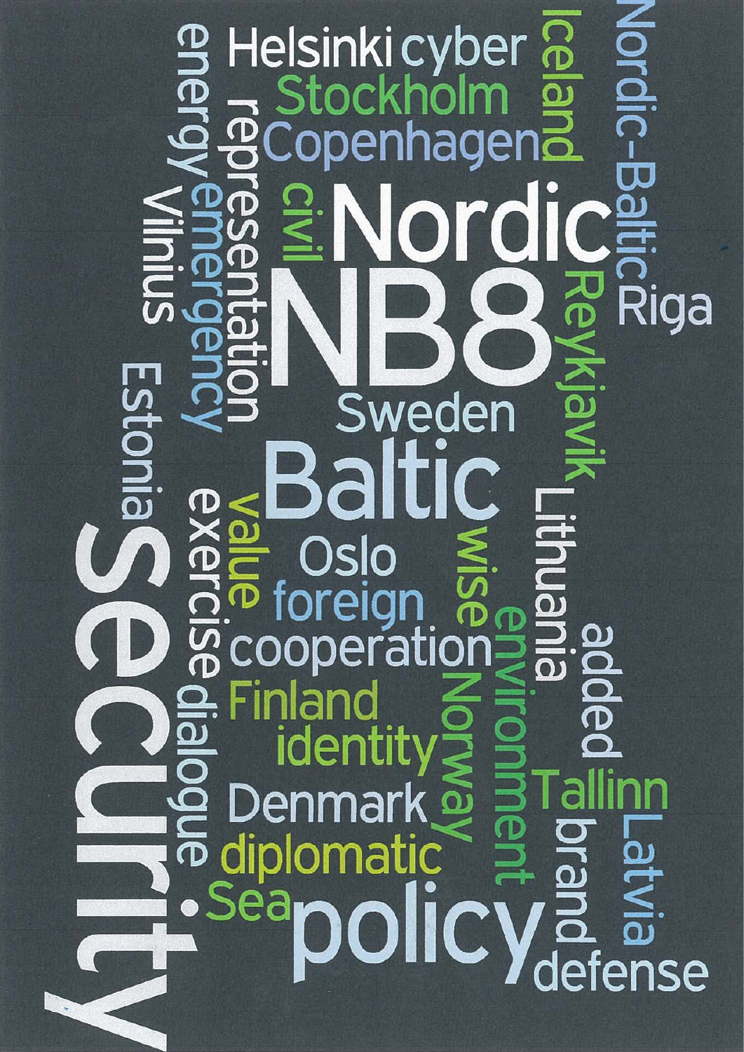Helsinki cyber Iceland Nordic-Baltic

Stockholm

Copenhagen

energy representation civil

Nordic

Riga

Vilnius emergency

NB8

Reykjavik

Sweden

Estonia

Baltic

value Lithuania

exercise Oslo wise

foreign environment added

cooperation

Security

Finland

dialogue identity Norway

Tallinn

Denmark

Latvia

diplomatic brand

Sea policy

defense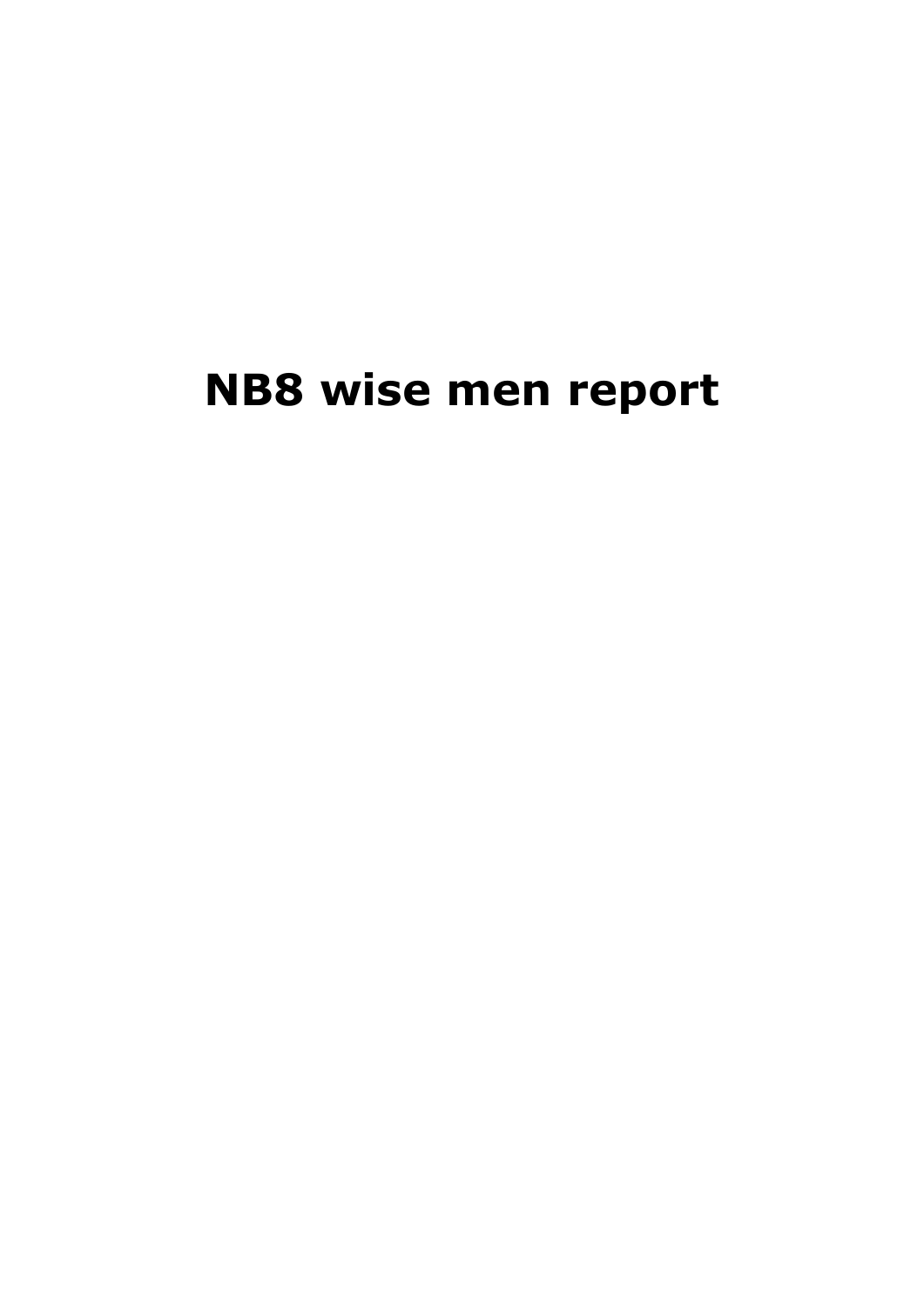# NB8 wise men report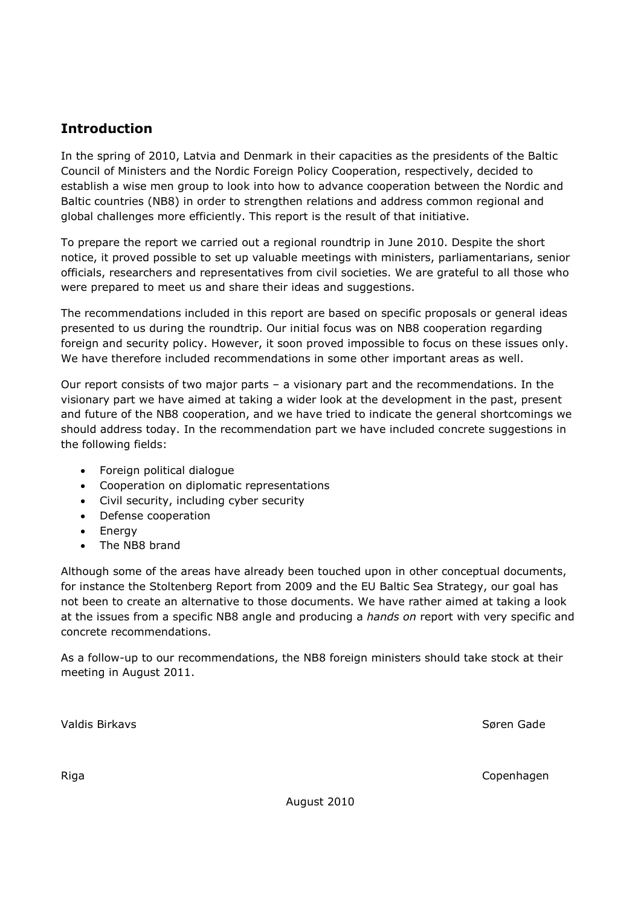## Introduction

In the spring of 2010, Latvia and Denmark in their capacities as the presidents of the Baltic Council of Ministers and the Nordic Foreign Policy Cooperation, respectively, decided to establish a wise men group to look into how to advance cooperation between the Nordic and Baltic countries (NB8) in order to strengthen relations and address common regional and global challenges more efficiently. This report is the result of that initiative.

To prepare the report we carried out a regional roundtrip in June 2010. Despite the short notice, it proved possible to set up valuable meetings with ministers, parliamentarians, senior officials, researchers and representatives from civil societies. We are grateful to all those who were prepared to meet us and share their ideas and suggestions.

The recommendations included in this report are based on specific proposals or general ideas presented to us during the roundtrip. Our initial focus was on NB8 cooperation regarding foreign and security policy. However, it soon proved impossible to focus on these issues only. We have therefore included recommendations in some other important areas as well.

Our report consists of two major parts – a visionary part and the recommendations. In the visionary part we have aimed at taking a wider look at the development in the past, present and future of the NB8 cooperation, and we have tried to indicate the general shortcomings we should address today. In the recommendation part we have included concrete suggestions in the following fields:

- Foreign political dialogue
- Cooperation on diplomatic representations
- Civil security, including cyber security
- Defense cooperation
- Energy
- The NB8 brand

Although some of the areas have already been touched upon in other conceptual documents, for instance the Stoltenberg Report from 2009 and the EU Baltic Sea Strategy, our goal has not been to create an alternative to those documents. We have rather aimed at taking a look at the issues from a specific NB8 angle and producing a *hands on* report with very specific and concrete recommendations.

As a follow-up to our recommendations, the NB8 foreign ministers should take stock at their meeting in August 2011.

Valdis Birkavs — Søren Gade

Riga — Copenhagen

August 2010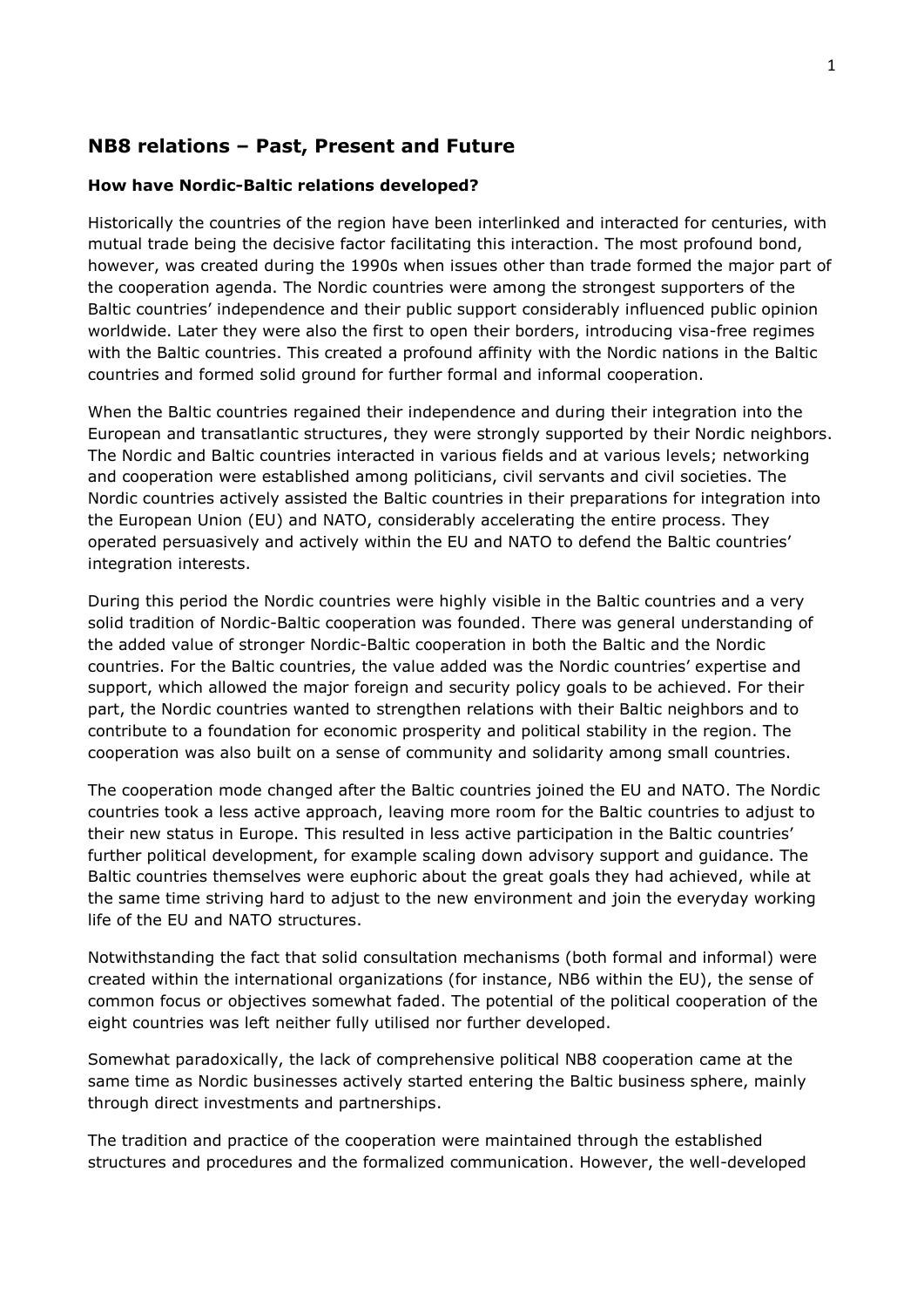## NB8 relations – Past, Present and Future

### How have Nordic-Baltic relations developed?

Historically the countries of the region have been interlinked and interacted for centuries, with mutual trade being the decisive factor facilitating this interaction. The most profound bond, however, was created during the 1990s when issues other than trade formed the major part of the cooperation agenda. The Nordic countries were among the strongest supporters of the Baltic countries' independence and their public support considerably influenced public opinion worldwide. Later they were also the first to open their borders, introducing visa-free regimes with the Baltic countries. This created a profound affinity with the Nordic nations in the Baltic countries and formed solid ground for further formal and informal cooperation.

When the Baltic countries regained their independence and during their integration into the European and transatlantic structures, they were strongly supported by their Nordic neighbors. The Nordic and Baltic countries interacted in various fields and at various levels; networking and cooperation were established among politicians, civil servants and civil societies. The Nordic countries actively assisted the Baltic countries in their preparations for integration into the European Union (EU) and NATO, considerably accelerating the entire process. They operated persuasively and actively within the EU and NATO to defend the Baltic countries' integration interests.

During this period the Nordic countries were highly visible in the Baltic countries and a very solid tradition of Nordic-Baltic cooperation was founded. There was general understanding of the added value of stronger Nordic-Baltic cooperation in both the Baltic and the Nordic countries. For the Baltic countries, the value added was the Nordic countries' expertise and support, which allowed the major foreign and security policy goals to be achieved. For their part, the Nordic countries wanted to strengthen relations with their Baltic neighbors and to contribute to a foundation for economic prosperity and political stability in the region. The cooperation was also built on a sense of community and solidarity among small countries.

The cooperation mode changed after the Baltic countries joined the EU and NATO. The Nordic countries took a less active approach, leaving more room for the Baltic countries to adjust to their new status in Europe. This resulted in less active participation in the Baltic countries' further political development, for example scaling down advisory support and guidance. The Baltic countries themselves were euphoric about the great goals they had achieved, while at the same time striving hard to adjust to the new environment and join the everyday working life of the EU and NATO structures.

Notwithstanding the fact that solid consultation mechanisms (both formal and informal) were created within the international organizations (for instance, NB6 within the EU), the sense of common focus or objectives somewhat faded. The potential of the political cooperation of the eight countries was left neither fully utilised nor further developed.

Somewhat paradoxically, the lack of comprehensive political NB8 cooperation came at the same time as Nordic businesses actively started entering the Baltic business sphere, mainly through direct investments and partnerships.

The tradition and practice of the cooperation were maintained through the established structures and procedures and the formalized communication. However, the well-developed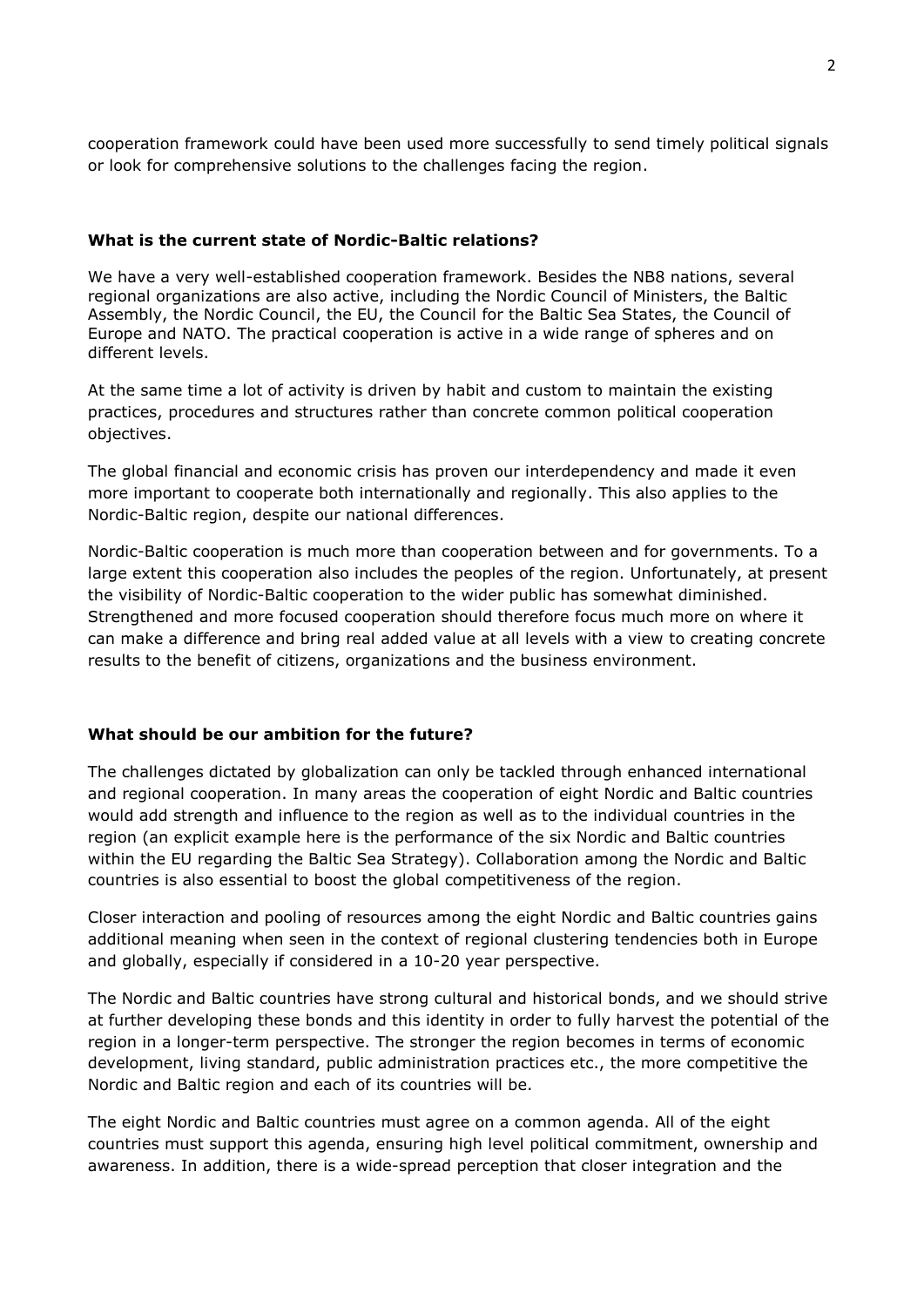cooperation framework could have been used more successfully to send timely political signals or look for comprehensive solutions to the challenges facing the region.

**What is the current state of Nordic-Baltic relations?**

We have a very well-established cooperation framework. Besides the NB8 nations, several regional organizations are also active, including the Nordic Council of Ministers, the Baltic Assembly, the Nordic Council, the EU, the Council for the Baltic Sea States, the Council of Europe and NATO. The practical cooperation is active in a wide range of spheres and on different levels.

At the same time a lot of activity is driven by habit and custom to maintain the existing practices, procedures and structures rather than concrete common political cooperation objectives.

The global financial and economic crisis has proven our interdependency and made it even more important to cooperate both internationally and regionally. This also applies to the Nordic-Baltic region, despite our national differences.

Nordic-Baltic cooperation is much more than cooperation between and for governments. To a large extent this cooperation also includes the peoples of the region. Unfortunately, at present the visibility of Nordic-Baltic cooperation to the wider public has somewhat diminished. Strengthened and more focused cooperation should therefore focus much more on where it can make a difference and bring real added value at all levels with a view to creating concrete results to the benefit of citizens, organizations and the business environment.

**What should be our ambition for the future?**

The challenges dictated by globalization can only be tackled through enhanced international and regional cooperation. In many areas the cooperation of eight Nordic and Baltic countries would add strength and influence to the region as well as to the individual countries in the region (an explicit example here is the performance of the six Nordic and Baltic countries within the EU regarding the Baltic Sea Strategy). Collaboration among the Nordic and Baltic countries is also essential to boost the global competitiveness of the region.

Closer interaction and pooling of resources among the eight Nordic and Baltic countries gains additional meaning when seen in the context of regional clustering tendencies both in Europe and globally, especially if considered in a 10-20 year perspective.

The Nordic and Baltic countries have strong cultural and historical bonds, and we should strive at further developing these bonds and this identity in order to fully harvest the potential of the region in a longer-term perspective. The stronger the region becomes in terms of economic development, living standard, public administration practices etc., the more competitive the Nordic and Baltic region and each of its countries will be.

The eight Nordic and Baltic countries must agree on a common agenda. All of the eight countries must support this agenda, ensuring high level political commitment, ownership and awareness. In addition, there is a wide-spread perception that closer integration and the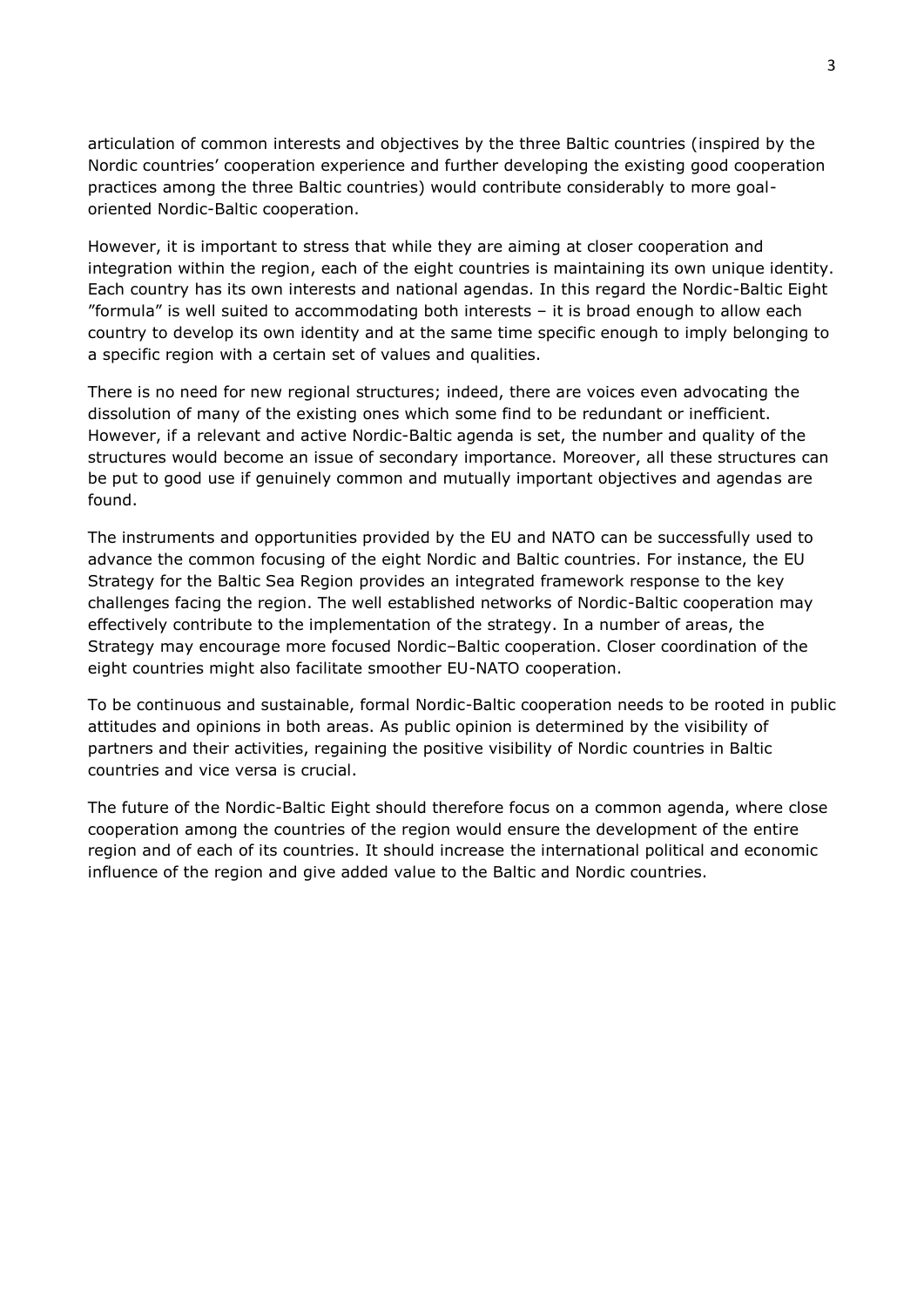articulation of common interests and objectives by the three Baltic countries (inspired by the Nordic countries' cooperation experience and further developing the existing good cooperation practices among the three Baltic countries) would contribute considerably to more goal-oriented Nordic-Baltic cooperation.

However, it is important to stress that while they are aiming at closer cooperation and integration within the region, each of the eight countries is maintaining its own unique identity. Each country has its own interests and national agendas. In this regard the Nordic-Baltic Eight "formula" is well suited to accommodating both interests – it is broad enough to allow each country to develop its own identity and at the same time specific enough to imply belonging to a specific region with a certain set of values and qualities.

There is no need for new regional structures; indeed, there are voices even advocating the dissolution of many of the existing ones which some find to be redundant or inefficient. However, if a relevant and active Nordic-Baltic agenda is set, the number and quality of the structures would become an issue of secondary importance. Moreover, all these structures can be put to good use if genuinely common and mutually important objectives and agendas are found.

The instruments and opportunities provided by the EU and NATO can be successfully used to advance the common focusing of the eight Nordic and Baltic countries. For instance, the EU Strategy for the Baltic Sea Region provides an integrated framework response to the key challenges facing the region. The well established networks of Nordic-Baltic cooperation may effectively contribute to the implementation of the strategy. In a number of areas, the Strategy may encourage more focused Nordic–Baltic cooperation. Closer coordination of the eight countries might also facilitate smoother EU-NATO cooperation.

To be continuous and sustainable, formal Nordic-Baltic cooperation needs to be rooted in public attitudes and opinions in both areas. As public opinion is determined by the visibility of partners and their activities, regaining the positive visibility of Nordic countries in Baltic countries and vice versa is crucial.

The future of the Nordic-Baltic Eight should therefore focus on a common agenda, where close cooperation among the countries of the region would ensure the development of the entire region and of each of its countries. It should increase the international political and economic influence of the region and give added value to the Baltic and Nordic countries.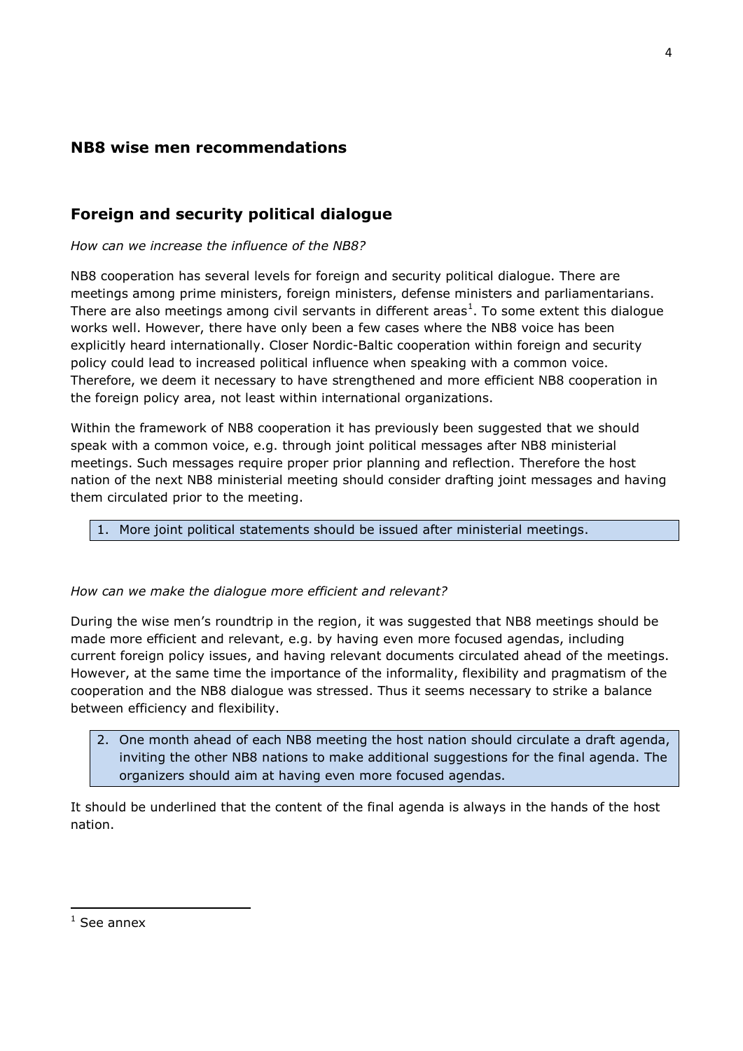## NB8 wise men recommendations

## Foreign and security political dialogue

*How can we increase the influence of the NB8?*

NB8 cooperation has several levels for foreign and security political dialogue. There are meetings among prime ministers, foreign ministers, defense ministers and parliamentarians. There are also meetings among civil servants in different areas[1]. To some extent this dialogue works well. However, there have only been a few cases where the NB8 voice has been explicitly heard internationally. Closer Nordic-Baltic cooperation within foreign and security policy could lead to increased political influence when speaking with a common voice. Therefore, we deem it necessary to have strengthened and more efficient NB8 cooperation in the foreign policy area, not least within international organizations.

Within the framework of NB8 cooperation it has previously been suggested that we should speak with a common voice, e.g. through joint political messages after NB8 ministerial meetings. Such messages require proper prior planning and reflection. Therefore the host nation of the next NB8 ministerial meeting should consider drafting joint messages and having them circulated prior to the meeting.

1. More joint political statements should be issued after ministerial meetings.

*How can we make the dialogue more efficient and relevant?*

During the wise men's roundtrip in the region, it was suggested that NB8 meetings should be made more efficient and relevant, e.g. by having even more focused agendas, including current foreign policy issues, and having relevant documents circulated ahead of the meetings. However, at the same time the importance of the informality, flexibility and pragmatism of the cooperation and the NB8 dialogue was stressed. Thus it seems necessary to strike a balance between efficiency and flexibility.

2. One month ahead of each NB8 meeting the host nation should circulate a draft agenda, inviting the other NB8 nations to make additional suggestions for the final agenda. The organizers should aim at having even more focused agendas.

It should be underlined that the content of the final agenda is always in the hands of the host nation.

[1] See annex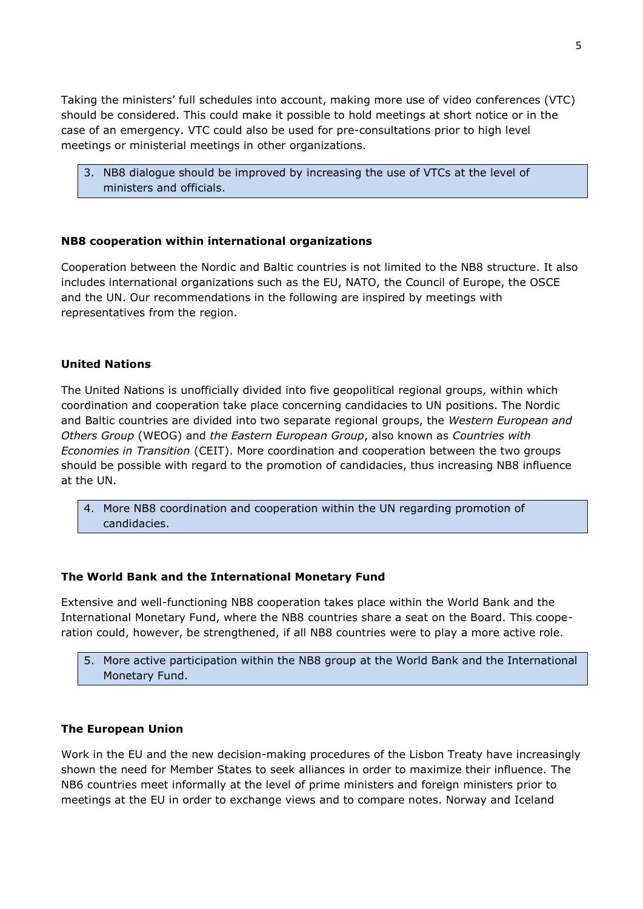Taking the ministers' full schedules into account, making more use of video conferences (VTC) should be considered. This could make it possible to hold meetings at short notice or in the case of an emergency. VTC could also be used for pre-consultations prior to high level meetings or ministerial meetings in other organizations.

> 3. NB8 dialogue should be improved by increasing the use of VTCs at the level of ministers and officials.

**NB8 cooperation within international organizations**

Cooperation between the Nordic and Baltic countries is not limited to the NB8 structure. It also includes international organizations such as the EU, NATO, the Council of Europe, the OSCE and the UN. Our recommendations in the following are inspired by meetings with representatives from the region.

**United Nations**

The United Nations is unofficially divided into five geopolitical regional groups, within which coordination and cooperation take place concerning candidacies to UN positions. The Nordic and Baltic countries are divided into two separate regional groups, the *Western European and Others Group* (WEOG) and *the Eastern European Group*, also known as *Countries with Economies in Transition* (CEIT). More coordination and cooperation between the two groups should be possible with regard to the promotion of candidacies, thus increasing NB8 influence at the UN.

> 4. More NB8 coordination and cooperation within the UN regarding promotion of candidacies.

**The World Bank and the International Monetary Fund**

Extensive and well-functioning NB8 cooperation takes place within the World Bank and the International Monetary Fund, where the NB8 countries share a seat on the Board. This cooperation could, however, be strengthened, if all NB8 countries were to play a more active role.

> 5. More active participation within the NB8 group at the World Bank and the International Monetary Fund.

**The European Union**

Work in the EU and the new decision-making procedures of the Lisbon Treaty have increasingly shown the need for Member States to seek alliances in order to maximize their influence. The NB6 countries meet informally at the level of prime ministers and foreign ministers prior to meetings at the EU in order to exchange views and to compare notes. Norway and Iceland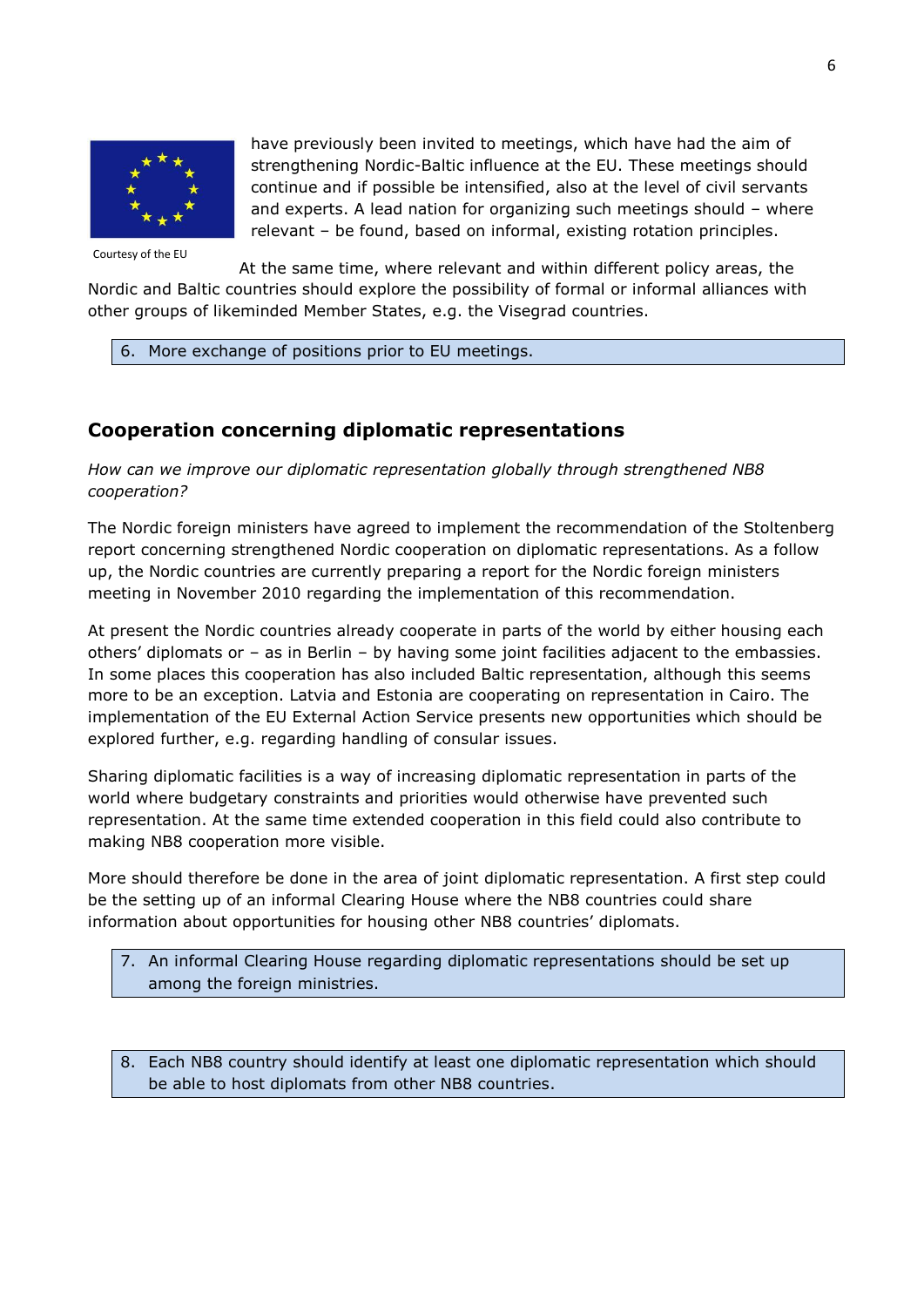have previously been invited to meetings, which have had the aim of strengthening Nordic-Baltic influence at the EU. These meetings should continue and if possible be intensified, also at the level of civil servants and experts. A lead nation for organizing such meetings should – where relevant – be found, based on informal, existing rotation principles.

Courtesy of the EU

At the same time, where relevant and within different policy areas, the Nordic and Baltic countries should explore the possibility of formal or informal alliances with other groups of likeminded Member States, e.g. the Visegrad countries.

6. More exchange of positions prior to EU meetings.

## Cooperation concerning diplomatic representations

*How can we improve our diplomatic representation globally through strengthened NB8 cooperation?*

The Nordic foreign ministers have agreed to implement the recommendation of the Stoltenberg report concerning strengthened Nordic cooperation on diplomatic representations. As a follow up, the Nordic countries are currently preparing a report for the Nordic foreign ministers meeting in November 2010 regarding the implementation of this recommendation.

At present the Nordic countries already cooperate in parts of the world by either housing each others' diplomats or – as in Berlin – by having some joint facilities adjacent to the embassies. In some places this cooperation has also included Baltic representation, although this seems more to be an exception. Latvia and Estonia are cooperating on representation in Cairo. The implementation of the EU External Action Service presents new opportunities which should be explored further, e.g. regarding handling of consular issues.

Sharing diplomatic facilities is a way of increasing diplomatic representation in parts of the world where budgetary constraints and priorities would otherwise have prevented such representation. At the same time extended cooperation in this field could also contribute to making NB8 cooperation more visible.

More should therefore be done in the area of joint diplomatic representation. A first step could be the setting up of an informal Clearing House where the NB8 countries could share information about opportunities for housing other NB8 countries' diplomats.

7. An informal Clearing House regarding diplomatic representations should be set up among the foreign ministries.

8. Each NB8 country should identify at least one diplomatic representation which should be able to host diplomats from other NB8 countries.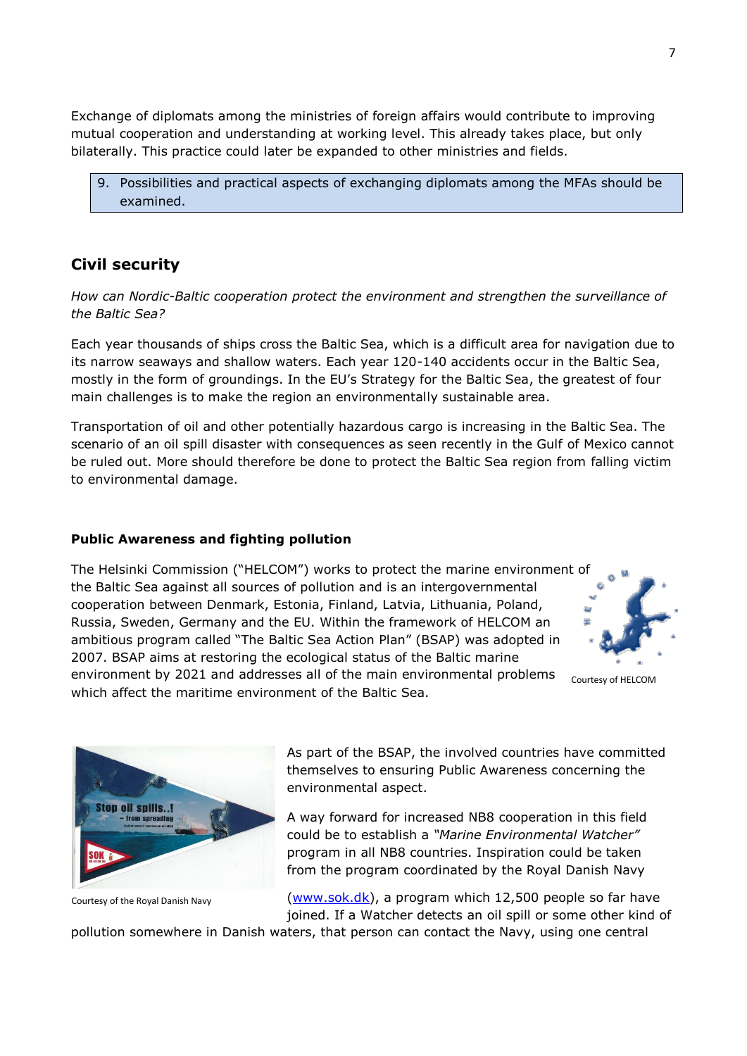Exchange of diplomats among the ministries of foreign affairs would contribute to improving mutual cooperation and understanding at working level. This already takes place, but only bilaterally. This practice could later be expanded to other ministries and fields.

9. Possibilities and practical aspects of exchanging diplomats among the MFAs should be examined.

## Civil security

*How can Nordic-Baltic cooperation protect the environment and strengthen the surveillance of the Baltic Sea?*

Each year thousands of ships cross the Baltic Sea, which is a difficult area for navigation due to its narrow seaways and shallow waters. Each year 120-140 accidents occur in the Baltic Sea, mostly in the form of groundings. In the EU's Strategy for the Baltic Sea, the greatest of four main challenges is to make the region an environmentally sustainable area.

Transportation of oil and other potentially hazardous cargo is increasing in the Baltic Sea. The scenario of an oil spill disaster with consequences as seen recently in the Gulf of Mexico cannot be ruled out. More should therefore be done to protect the Baltic Sea region from falling victim to environmental damage.

### Public Awareness and fighting pollution

The Helsinki Commission ("HELCOM") works to protect the marine environment of the Baltic Sea against all sources of pollution and is an intergovernmental cooperation between Denmark, Estonia, Finland, Latvia, Lithuania, Poland, Russia, Sweden, Germany and the EU. Within the framework of HELCOM an ambitious program called "The Baltic Sea Action Plan" (BSAP) was adopted in 2007. BSAP aims at restoring the ecological status of the Baltic marine environment by 2021 and addresses all of the main environmental problems which affect the maritime environment of the Baltic Sea.

Courtesy of HELCOM

Courtesy of the Royal Danish Navy

As part of the BSAP, the involved countries have committed themselves to ensuring Public Awareness concerning the environmental aspect.

A way forward for increased NB8 cooperation in this field could be to establish a *"Marine Environmental Watcher"* program in all NB8 countries. Inspiration could be taken from the program coordinated by the Royal Danish Navy ([www.sok.dk](http://www.sok.dk)), a program which 12,500 people so far have joined. If a Watcher detects an oil spill or some other kind of pollution somewhere in Danish waters, that person can contact the Navy, using one central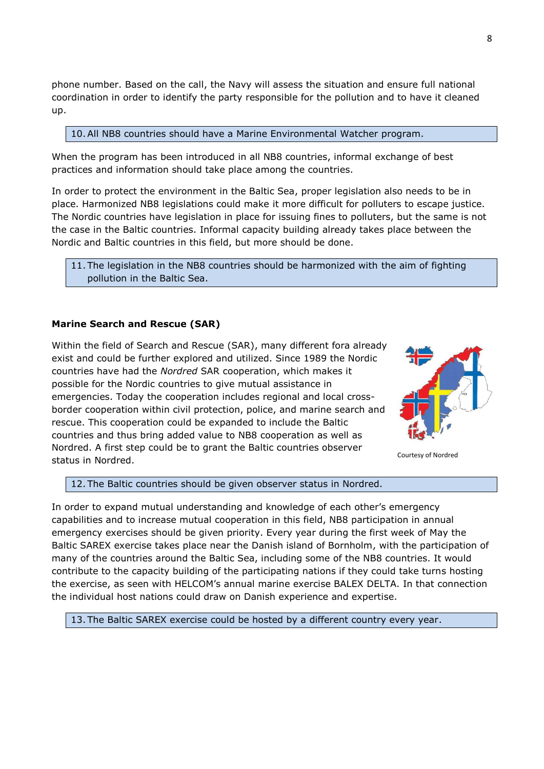phone number. Based on the call, the Navy will assess the situation and ensure full national coordination in order to identify the party responsible for the pollution and to have it cleaned up.

> 10. All NB8 countries should have a Marine Environmental Watcher program.

When the program has been introduced in all NB8 countries, informal exchange of best practices and information should take place among the countries.

In order to protect the environment in the Baltic Sea, proper legislation also needs to be in place. Harmonized NB8 legislations could make it more difficult for polluters to escape justice. The Nordic countries have legislation in place for issuing fines to polluters, but the same is not the case in the Baltic countries. Informal capacity building already takes place between the Nordic and Baltic countries in this field, but more should be done.

> 11. The legislation in the NB8 countries should be harmonized with the aim of fighting pollution in the Baltic Sea.

**Marine Search and Rescue (SAR)**

Within the field of Search and Rescue (SAR), many different fora already exist and could be further explored and utilized. Since 1989 the Nordic countries have had the *Nordred* SAR cooperation, which makes it possible for the Nordic countries to give mutual assistance in emergencies. Today the cooperation includes regional and local cross-border cooperation within civil protection, police, and marine search and rescue. This cooperation could be expanded to include the Baltic countries and thus bring added value to NB8 cooperation as well as Nordred. A first step could be to grant the Baltic countries observer status in Nordred.

Courtesy of Nordred

> 12. The Baltic countries should be given observer status in Nordred.

In order to expand mutual understanding and knowledge of each other's emergency capabilities and to increase mutual cooperation in this field, NB8 participation in annual emergency exercises should be given priority. Every year during the first week of May the Baltic SAREX exercise takes place near the Danish island of Bornholm, with the participation of many of the countries around the Baltic Sea, including some of the NB8 countries. It would contribute to the capacity building of the participating nations if they could take turns hosting the exercise, as seen with HELCOM's annual marine exercise BALEX DELTA. In that connection the individual host nations could draw on Danish experience and expertise.

> 13. The Baltic SAREX exercise could be hosted by a different country every year.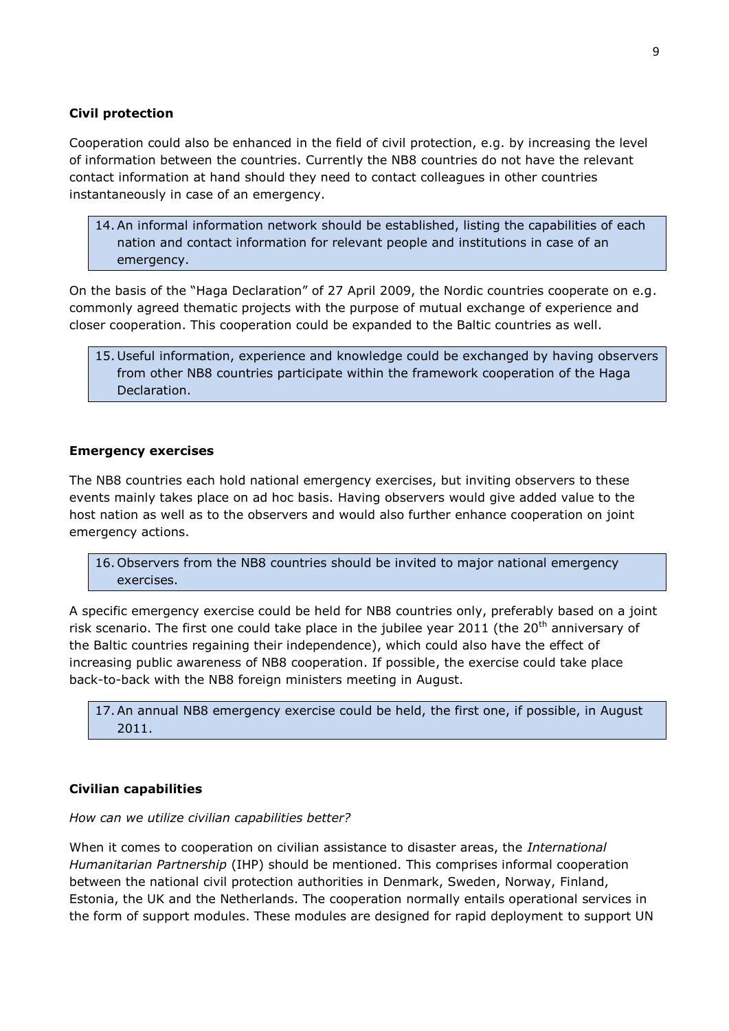**Civil protection**

Cooperation could also be enhanced in the field of civil protection, e.g. by increasing the level of information between the countries. Currently the NB8 countries do not have the relevant contact information at hand should they need to contact colleagues in other countries instantaneously in case of an emergency.

> 14. An informal information network should be established, listing the capabilities of each nation and contact information for relevant people and institutions in case of an emergency.

On the basis of the "Haga Declaration" of 27 April 2009, the Nordic countries cooperate on e.g. commonly agreed thematic projects with the purpose of mutual exchange of experience and closer cooperation. This cooperation could be expanded to the Baltic countries as well.

> 15. Useful information, experience and knowledge could be exchanged by having observers from other NB8 countries participate within the framework cooperation of the Haga Declaration.

**Emergency exercises**

The NB8 countries each hold national emergency exercises, but inviting observers to these events mainly takes place on ad hoc basis. Having observers would give added value to the host nation as well as to the observers and would also further enhance cooperation on joint emergency actions.

> 16. Observers from the NB8 countries should be invited to major national emergency exercises.

A specific emergency exercise could be held for NB8 countries only, preferably based on a joint risk scenario. The first one could take place in the jubilee year 2011 (the 20th anniversary of the Baltic countries regaining their independence), which could also have the effect of increasing public awareness of NB8 cooperation. If possible, the exercise could take place back-to-back with the NB8 foreign ministers meeting in August.

> 17. An annual NB8 emergency exercise could be held, the first one, if possible, in August 2011.

**Civilian capabilities**

*How can we utilize civilian capabilities better?*

When it comes to cooperation on civilian assistance to disaster areas, the *International Humanitarian Partnership* (IHP) should be mentioned. This comprises informal cooperation between the national civil protection authorities in Denmark, Sweden, Norway, Finland, Estonia, the UK and the Netherlands. The cooperation normally entails operational services in the form of support modules. These modules are designed for rapid deployment to support UN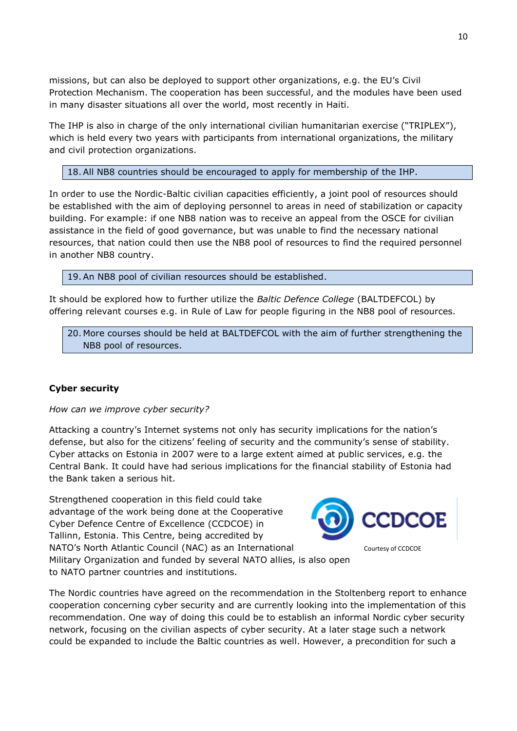missions, but can also be deployed to support other organizations, e.g. the EU's Civil Protection Mechanism. The cooperation has been successful, and the modules have been used in many disaster situations all over the world, most recently in Haiti.

The IHP is also in charge of the only international civilian humanitarian exercise ("TRIPLEX"), which is held every two years with participants from international organizations, the military and civil protection organizations.

> 18. All NB8 countries should be encouraged to apply for membership of the IHP.

In order to use the Nordic-Baltic civilian capacities efficiently, a joint pool of resources should be established with the aim of deploying personnel to areas in need of stabilization or capacity building. For example: if one NB8 nation was to receive an appeal from the OSCE for civilian assistance in the field of good governance, but was unable to find the necessary national resources, that nation could then use the NB8 pool of resources to find the required personnel in another NB8 country.

> 19. An NB8 pool of civilian resources should be established.

It should be explored how to further utilize the *Baltic Defence College* (BALTDEFCOL) by offering relevant courses e.g. in Rule of Law for people figuring in the NB8 pool of resources.

> 20. More courses should be held at BALTDEFCOL with the aim of further strengthening the NB8 pool of resources.

**Cyber security**

*How can we improve cyber security?*

Attacking a country's Internet systems not only has security implications for the nation's defense, but also for the citizens' feeling of security and the community's sense of stability. Cyber attacks on Estonia in 2007 were to a large extent aimed at public services, e.g. the Central Bank. It could have had serious implications for the financial stability of Estonia had the Bank taken a serious hit.

Strengthened cooperation in this field could take advantage of the work being done at the Cooperative Cyber Defence Centre of Excellence (CCDCOE) in Tallinn, Estonia. This Centre, being accredited by NATO's North Atlantic Council (NAC) as an International Military Organization and funded by several NATO allies, is also open to NATO partner countries and institutions.

CCDCOE

Courtesy of CCDCOE

The Nordic countries have agreed on the recommendation in the Stoltenberg report to enhance cooperation concerning cyber security and are currently looking into the implementation of this recommendation. One way of doing this could be to establish an informal Nordic cyber security network, focusing on the civilian aspects of cyber security. At a later stage such a network could be expanded to include the Baltic countries as well. However, a precondition for such a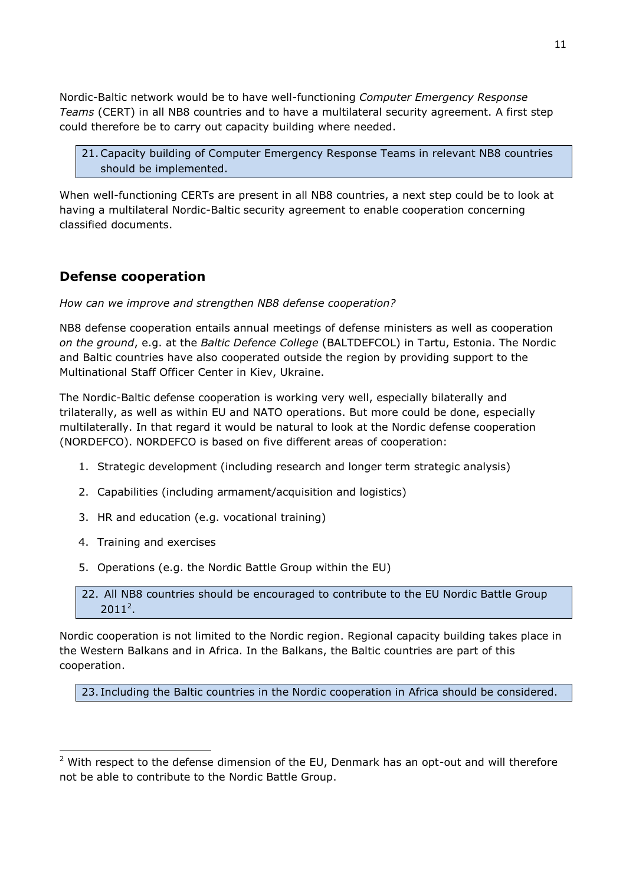Nordic-Baltic network would be to have well-functioning *Computer Emergency Response Teams* (CERT) in all NB8 countries and to have a multilateral security agreement. A first step could therefore be to carry out capacity building where needed.

> 21. Capacity building of Computer Emergency Response Teams in relevant NB8 countries should be implemented.

When well-functioning CERTs are present in all NB8 countries, a next step could be to look at having a multilateral Nordic-Baltic security agreement to enable cooperation concerning classified documents.

## Defense cooperation

*How can we improve and strengthen NB8 defense cooperation?*

NB8 defense cooperation entails annual meetings of defense ministers as well as cooperation *on the ground*, e.g. at the *Baltic Defence College* (BALTDEFCOL) in Tartu, Estonia. The Nordic and Baltic countries have also cooperated outside the region by providing support to the Multinational Staff Officer Center in Kiev, Ukraine.

The Nordic-Baltic defense cooperation is working very well, especially bilaterally and trilaterally, as well as within EU and NATO operations. But more could be done, especially multilaterally. In that regard it would be natural to look at the Nordic defense cooperation (NORDEFCO). NORDEFCO is based on five different areas of cooperation:

1. Strategic development (including research and longer term strategic analysis)
2. Capabilities (including armament/acquisition and logistics)
3. HR and education (e.g. vocational training)
4. Training and exercises
5. Operations (e.g. the Nordic Battle Group within the EU)

> 22. All NB8 countries should be encouraged to contribute to the EU Nordic Battle Group 2011[2].

Nordic cooperation is not limited to the Nordic region. Regional capacity building takes place in the Western Balkans and in Africa. In the Balkans, the Baltic countries are part of this cooperation.

> 23. Including the Baltic countries in the Nordic cooperation in Africa should be considered.

---

[2] With respect to the defense dimension of the EU, Denmark has an opt-out and will therefore not be able to contribute to the Nordic Battle Group.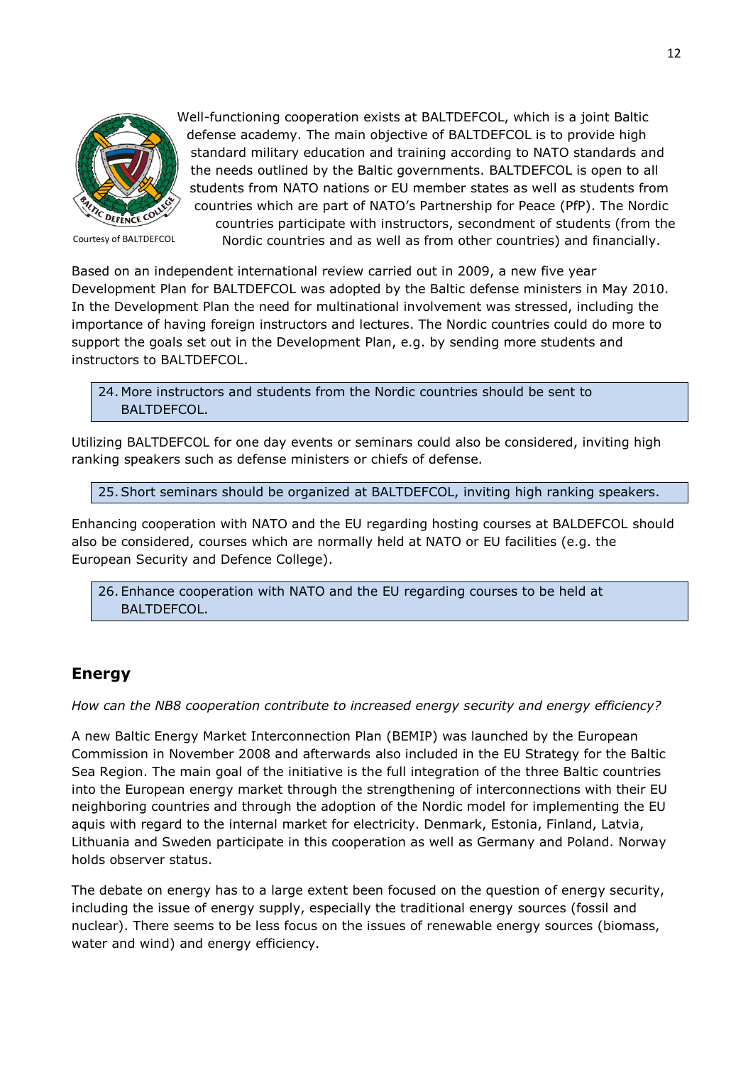Courtesy of BALTDEFCOL

Well-functioning cooperation exists at BALTDEFCOL, which is a joint Baltic defense academy. The main objective of BALTDEFCOL is to provide high standard military education and training according to NATO standards and the needs outlined by the Baltic governments. BALTDEFCOL is open to all students from NATO nations or EU member states as well as students from countries which are part of NATO's Partnership for Peace (PfP). The Nordic countries participate with instructors, secondment of students (from the Nordic countries and as well as from other countries) and financially.

Based on an independent international review carried out in 2009, a new five year Development Plan for BALTDEFCOL was adopted by the Baltic defense ministers in May 2010. In the Development Plan the need for multinational involvement was stressed, including the importance of having foreign instructors and lectures. The Nordic countries could do more to support the goals set out in the Development Plan, e.g. by sending more students and instructors to BALTDEFCOL.

> 24. More instructors and students from the Nordic countries should be sent to BALTDEFCOL.

Utilizing BALTDEFCOL for one day events or seminars could also be considered, inviting high ranking speakers such as defense ministers or chiefs of defense.

> 25. Short seminars should be organized at BALTDEFCOL, inviting high ranking speakers.

Enhancing cooperation with NATO and the EU regarding hosting courses at BALDEFCOL should also be considered, courses which are normally held at NATO or EU facilities (e.g. the European Security and Defence College).

> 26. Enhance cooperation with NATO and the EU regarding courses to be held at BALTDEFCOL.

## Energy

*How can the NB8 cooperation contribute to increased energy security and energy efficiency?*

A new Baltic Energy Market Interconnection Plan (BEMIP) was launched by the European Commission in November 2008 and afterwards also included in the EU Strategy for the Baltic Sea Region. The main goal of the initiative is the full integration of the three Baltic countries into the European energy market through the strengthening of interconnections with their EU neighboring countries and through the adoption of the Nordic model for implementing the EU aquis with regard to the internal market for electricity. Denmark, Estonia, Finland, Latvia, Lithuania and Sweden participate in this cooperation as well as Germany and Poland. Norway holds observer status.

The debate on energy has to a large extent been focused on the question of energy security, including the issue of energy supply, especially the traditional energy sources (fossil and nuclear). There seems to be less focus on the issues of renewable energy sources (biomass, water and wind) and energy efficiency.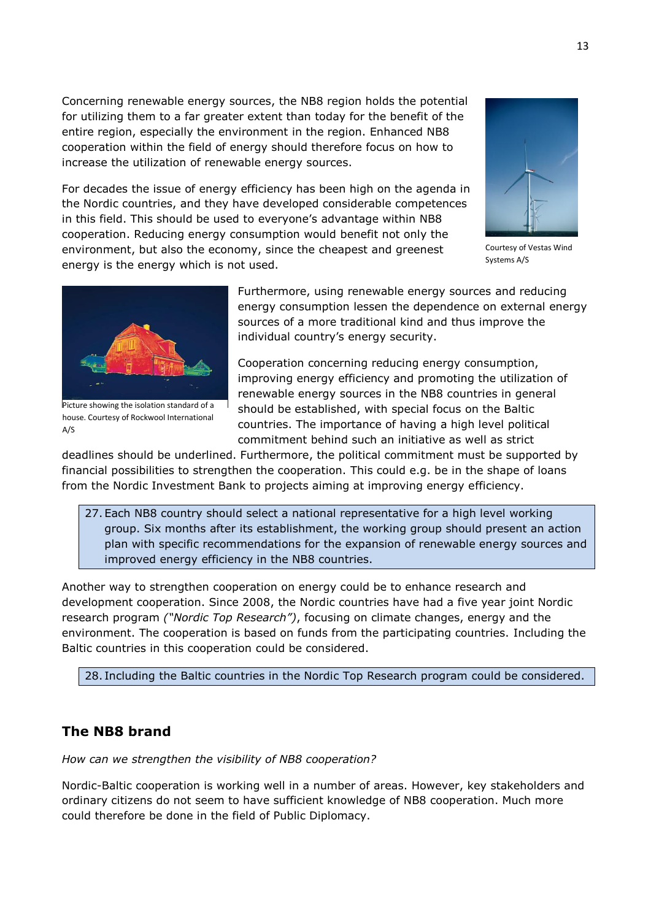Concerning renewable energy sources, the NB8 region holds the potential for utilizing them to a far greater extent than today for the benefit of the entire region, especially the environment in the region. Enhanced NB8 cooperation within the field of energy should therefore focus on how to increase the utilization of renewable energy sources.

For decades the issue of energy efficiency has been high on the agenda in the Nordic countries, and they have developed considerable competences in this field. This should be used to everyone's advantage within NB8 cooperation. Reducing energy consumption would benefit not only the environment, but also the economy, since the cheapest and greenest energy is the energy which is not used.

Courtesy of Vestas Wind Systems A/S

Furthermore, using renewable energy sources and reducing energy consumption lessen the dependence on external energy sources of a more traditional kind and thus improve the individual country's energy security.

Picture showing the isolation standard of a house. Courtesy of Rockwool International A/S

Cooperation concerning reducing energy consumption, improving energy efficiency and promoting the utilization of renewable energy sources in the NB8 countries in general should be established, with special focus on the Baltic countries. The importance of having a high level political commitment behind such an initiative as well as strict deadlines should be underlined. Furthermore, the political commitment must be supported by financial possibilities to strengthen the cooperation. This could e.g. be in the shape of loans from the Nordic Investment Bank to projects aiming at improving energy efficiency.

27. Each NB8 country should select a national representative for a high level working group. Six months after its establishment, the working group should present an action plan with specific recommendations for the expansion of renewable energy sources and improved energy efficiency in the NB8 countries.

Another way to strengthen cooperation on energy could be to enhance research and development cooperation. Since 2008, the Nordic countries have had a five year joint Nordic research program *("Nordic Top Research")*, focusing on climate changes, energy and the environment. The cooperation is based on funds from the participating countries. Including the Baltic countries in this cooperation could be considered.

28. Including the Baltic countries in the Nordic Top Research program could be considered.

## The NB8 brand

*How can we strengthen the visibility of NB8 cooperation?*

Nordic-Baltic cooperation is working well in a number of areas. However, key stakeholders and ordinary citizens do not seem to have sufficient knowledge of NB8 cooperation. Much more could therefore be done in the field of Public Diplomacy.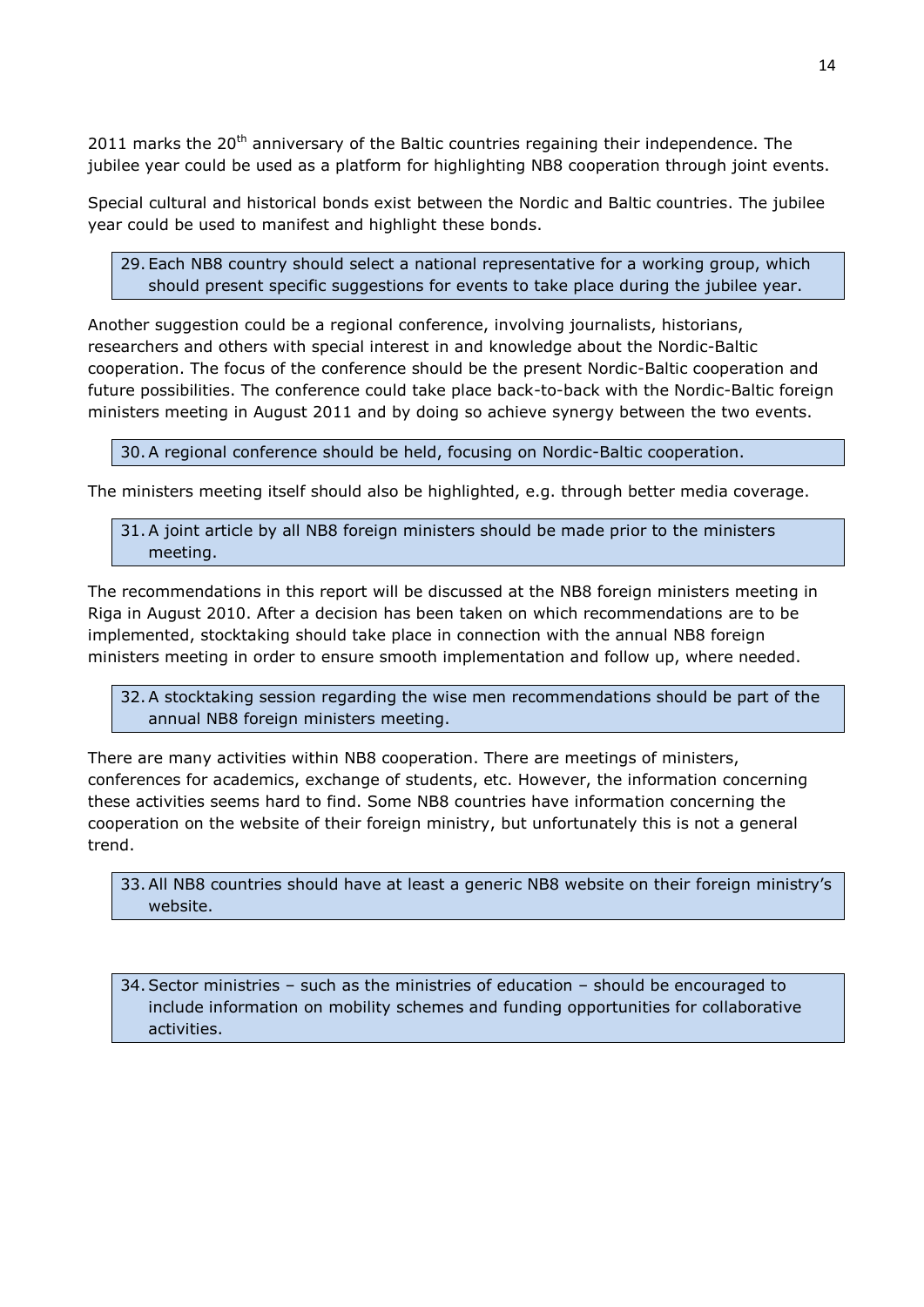2011 marks the 20th anniversary of the Baltic countries regaining their independence. The jubilee year could be used as a platform for highlighting NB8 cooperation through joint events.

Special cultural and historical bonds exist between the Nordic and Baltic countries. The jubilee year could be used to manifest and highlight these bonds.

> 29. Each NB8 country should select a national representative for a working group, which should present specific suggestions for events to take place during the jubilee year.

Another suggestion could be a regional conference, involving journalists, historians, researchers and others with special interest in and knowledge about the Nordic-Baltic cooperation. The focus of the conference should be the present Nordic-Baltic cooperation and future possibilities. The conference could take place back-to-back with the Nordic-Baltic foreign ministers meeting in August 2011 and by doing so achieve synergy between the two events.

> 30. A regional conference should be held, focusing on Nordic-Baltic cooperation.

The ministers meeting itself should also be highlighted, e.g. through better media coverage.

> 31. A joint article by all NB8 foreign ministers should be made prior to the ministers meeting.

The recommendations in this report will be discussed at the NB8 foreign ministers meeting in Riga in August 2010. After a decision has been taken on which recommendations are to be implemented, stocktaking should take place in connection with the annual NB8 foreign ministers meeting in order to ensure smooth implementation and follow up, where needed.

> 32. A stocktaking session regarding the wise men recommendations should be part of the annual NB8 foreign ministers meeting.

There are many activities within NB8 cooperation. There are meetings of ministers, conferences for academics, exchange of students, etc. However, the information concerning these activities seems hard to find. Some NB8 countries have information concerning the cooperation on the website of their foreign ministry, but unfortunately this is not a general trend.

> 33. All NB8 countries should have at least a generic NB8 website on their foreign ministry's website.

> 34. Sector ministries – such as the ministries of education – should be encouraged to include information on mobility schemes and funding opportunities for collaborative activities.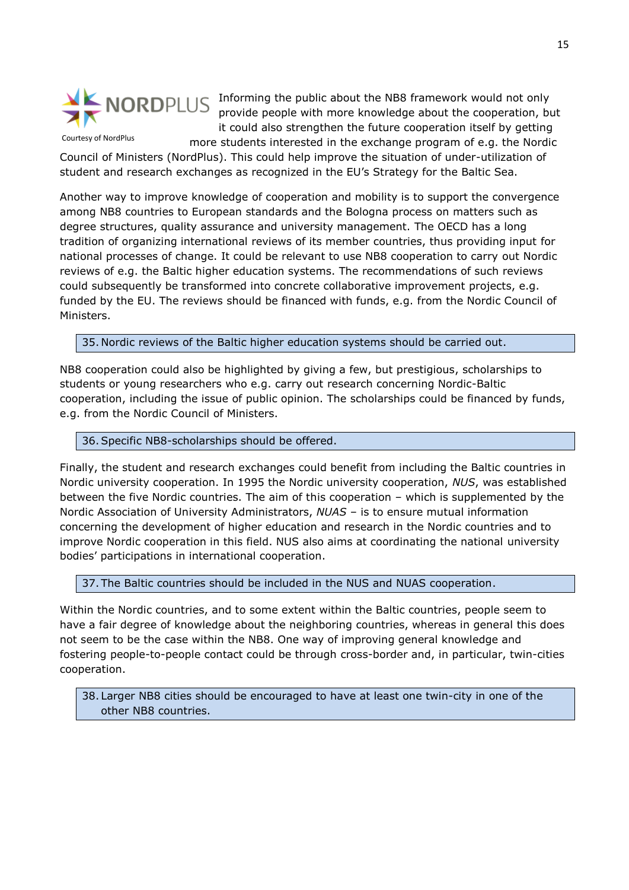Courtesy of NordPlus

Informing the public about the NB8 framework would not only provide people with more knowledge about the cooperation, but it could also strengthen the future cooperation itself by getting more students interested in the exchange program of e.g. the Nordic Council of Ministers (NordPlus). This could help improve the situation of under-utilization of student and research exchanges as recognized in the EU's Strategy for the Baltic Sea.

Another way to improve knowledge of cooperation and mobility is to support the convergence among NB8 countries to European standards and the Bologna process on matters such as degree structures, quality assurance and university management. The OECD has a long tradition of organizing international reviews of its member countries, thus providing input for national processes of change. It could be relevant to use NB8 cooperation to carry out Nordic reviews of e.g. the Baltic higher education systems. The recommendations of such reviews could subsequently be transformed into concrete collaborative improvement projects, e.g. funded by the EU. The reviews should be financed with funds, e.g. from the Nordic Council of Ministers.

> 35. Nordic reviews of the Baltic higher education systems should be carried out.

NB8 cooperation could also be highlighted by giving a few, but prestigious, scholarships to students or young researchers who e.g. carry out research concerning Nordic-Baltic cooperation, including the issue of public opinion. The scholarships could be financed by funds, e.g. from the Nordic Council of Ministers.

> 36. Specific NB8-scholarships should be offered.

Finally, the student and research exchanges could benefit from including the Baltic countries in Nordic university cooperation. In 1995 the Nordic university cooperation, *NUS*, was established between the five Nordic countries. The aim of this cooperation – which is supplemented by the Nordic Association of University Administrators, *NUAS* – is to ensure mutual information concerning the development of higher education and research in the Nordic countries and to improve Nordic cooperation in this field. NUS also aims at coordinating the national university bodies' participations in international cooperation.

> 37. The Baltic countries should be included in the NUS and NUAS cooperation.

Within the Nordic countries, and to some extent within the Baltic countries, people seem to have a fair degree of knowledge about the neighboring countries, whereas in general this does not seem to be the case within the NB8. One way of improving general knowledge and fostering people-to-people contact could be through cross-border and, in particular, twin-cities cooperation.

> 38. Larger NB8 cities should be encouraged to have at least one twin-city in one of the other NB8 countries.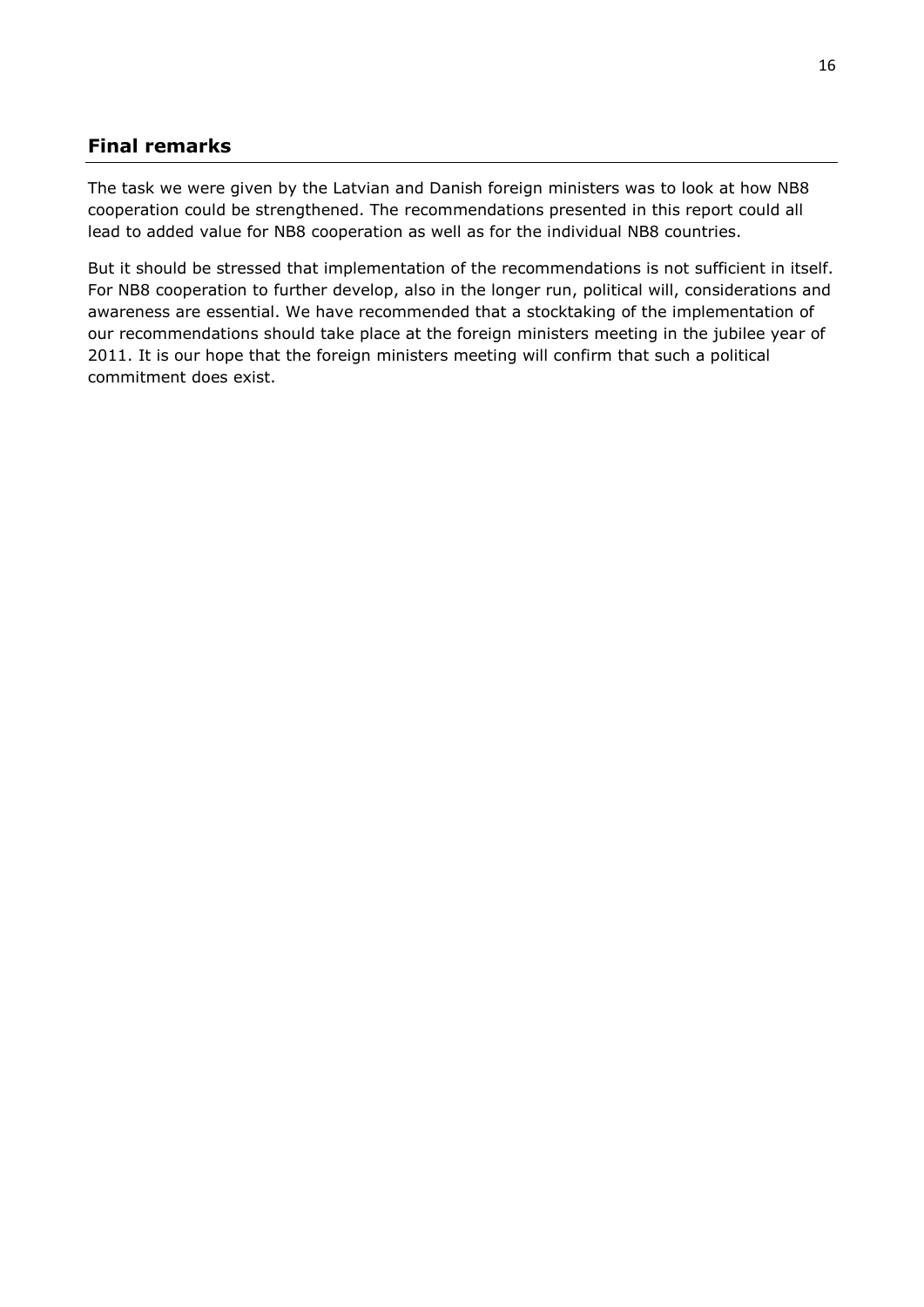## Final remarks

The task we were given by the Latvian and Danish foreign ministers was to look at how NB8 cooperation could be strengthened. The recommendations presented in this report could all lead to added value for NB8 cooperation as well as for the individual NB8 countries.

But it should be stressed that implementation of the recommendations is not sufficient in itself. For NB8 cooperation to further develop, also in the longer run, political will, considerations and awareness are essential. We have recommended that a stocktaking of the implementation of our recommendations should take place at the foreign ministers meeting in the jubilee year of 2011. It is our hope that the foreign ministers meeting will confirm that such a political commitment does exist.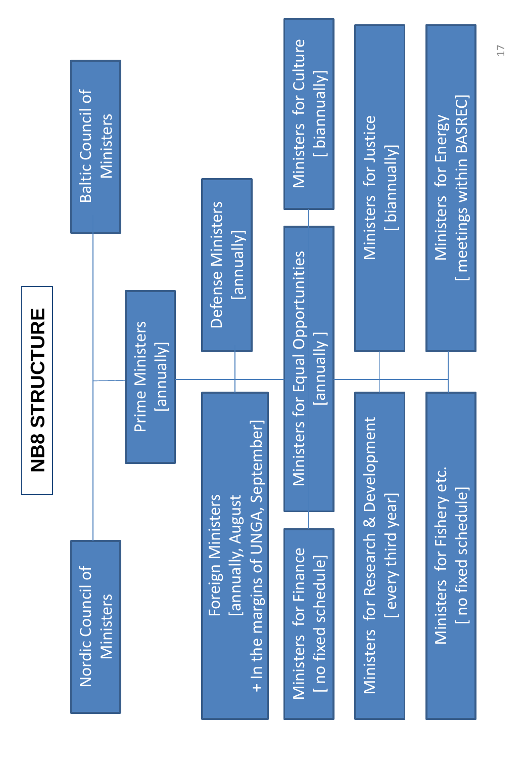# NB8 STRUCTURE

- Nordic Council of Ministers
- Baltic Council of Ministers
- Prime Ministers [annually]
  - Foreign Ministers [annually, August + In the margins of UNGA, September]
  - Defense Ministers [annually]
  - Ministers for Finance [ no fixed schedule]
  - Ministers for Equal Opportunities [annually ]
  - Ministers for Culture [ biannually]
  - Ministers for Research & Development [ every third year]
  - Ministers for Justice [ biannually]
  - Ministers for Fishery etc. [ no fixed schedule]
  - Ministers for Energy [ meetings within BASREC]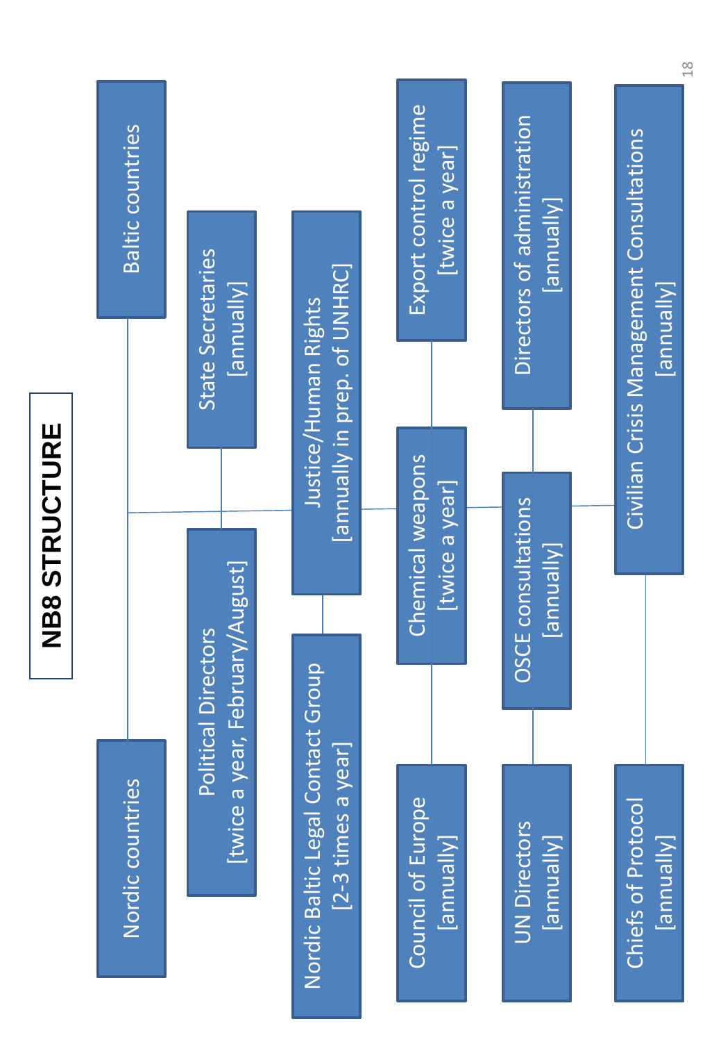# NB8 STRUCTURE

- Nordic countries
- Baltic countries
- Political Directors [twice a year, February/August]
- State Secretaries [annually]
- Nordic Baltic Legal Contact Group [2-3 times a year]
- Justice/Human Rights [annually in prep. of UNHRC]
- Council of Europe [annually]
- Chemical weapons [twice a year]
- Export control regime [twice a year]
- UN Directors [annually]
- OSCE consultations [annually]
- Directors of administration [annually]
- Chiefs of Protocol [annually]
- Civilian Crisis Management Consultations [annually]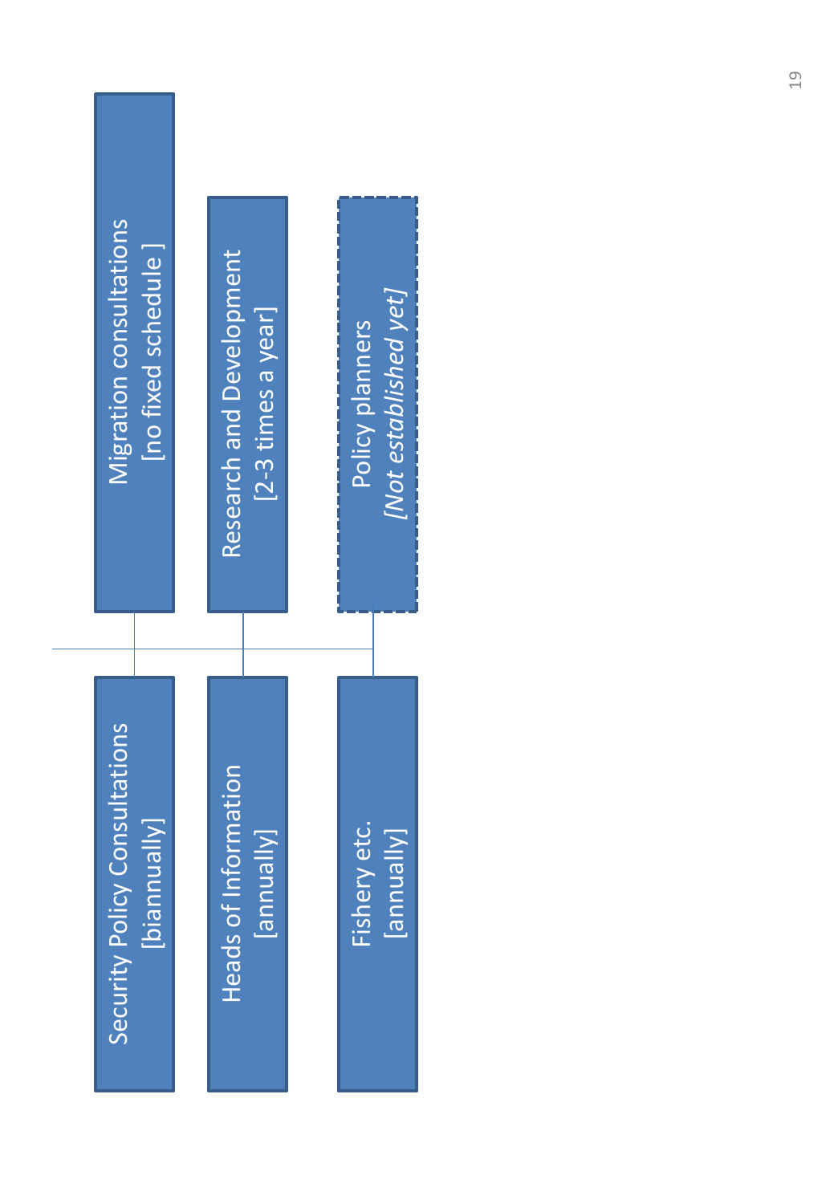Security Policy Consultations
[biannually]

Heads of Information
[annually]

Fishery etc.
[annually]

Migration consultations
[no fixed schedule ]

Research and Development
[2-3 times a year]

Policy planners
*[Not established yet]*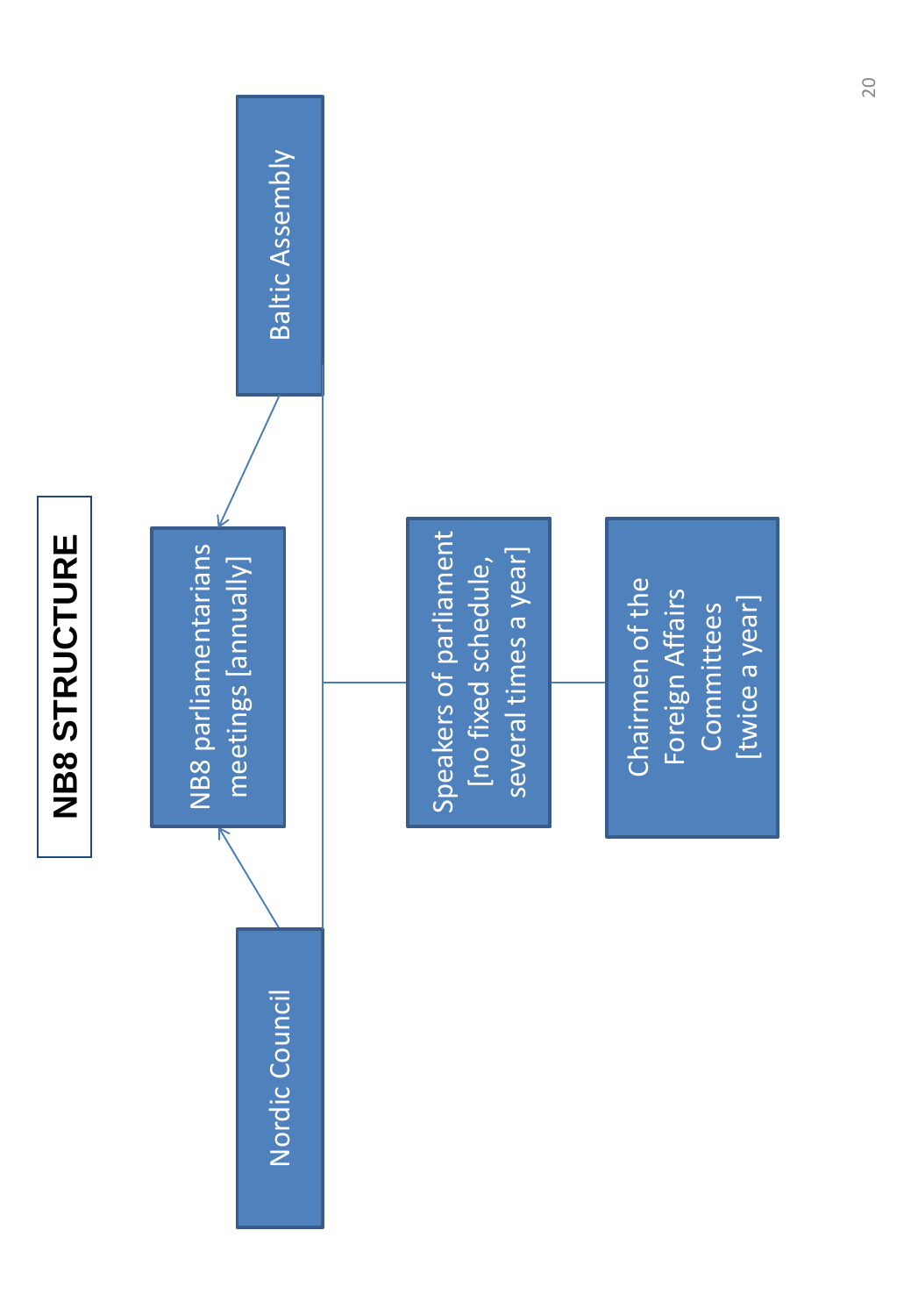# NB8 STRUCTURE

- Nordic Council
- Baltic Assembly
- NB8 parliamentarians meetings [annually]
- Speakers of parliament [no fixed schedule, several times a year]
- Chairmen of the Foreign Affairs Committees [twice a year]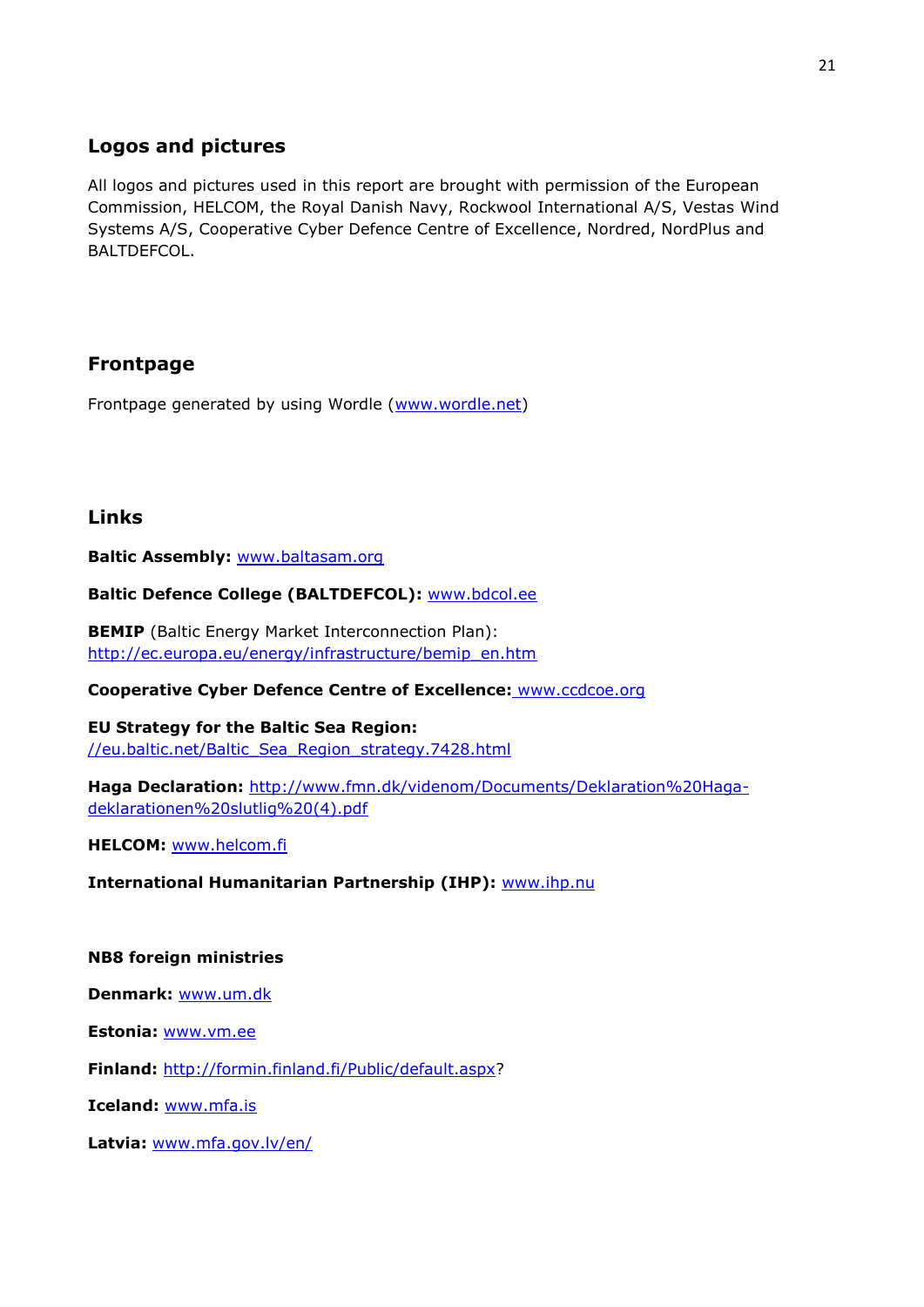## Logos and pictures

All logos and pictures used in this report are brought with permission of the European Commission, HELCOM, the Royal Danish Navy, Rockwool International A/S, Vestas Wind Systems A/S, Cooperative Cyber Defence Centre of Excellence, Nordred, NordPlus and BALTDEFCOL.

## Frontpage

Frontpage generated by using Wordle (www.wordle.net)

## Links

**Baltic Assembly:** www.baltasam.org

**Baltic Defence College (BALTDEFCOL):** www.bdcol.ee

**BEMIP** (Baltic Energy Market Interconnection Plan): http://ec.europa.eu/energy/infrastructure/bemip_en.htm

**Cooperative Cyber Defence Centre of Excellence:** www.ccdcoe.org

**EU Strategy for the Baltic Sea Region:** //eu.baltic.net/Baltic_Sea_Region_strategy.7428.html

**Haga Declaration:** http://www.fmn.dk/videnom/Documents/Deklaration%20Haga-deklarationen%20slutlig%20(4).pdf

**HELCOM:** www.helcom.fi

**International Humanitarian Partnership (IHP):** www.ihp.nu

**NB8 foreign ministries**

**Denmark:** www.um.dk

**Estonia:** www.vm.ee

**Finland:** http://formin.finland.fi/Public/default.aspx?

**Iceland:** www.mfa.is

**Latvia:** www.mfa.gov.lv/en/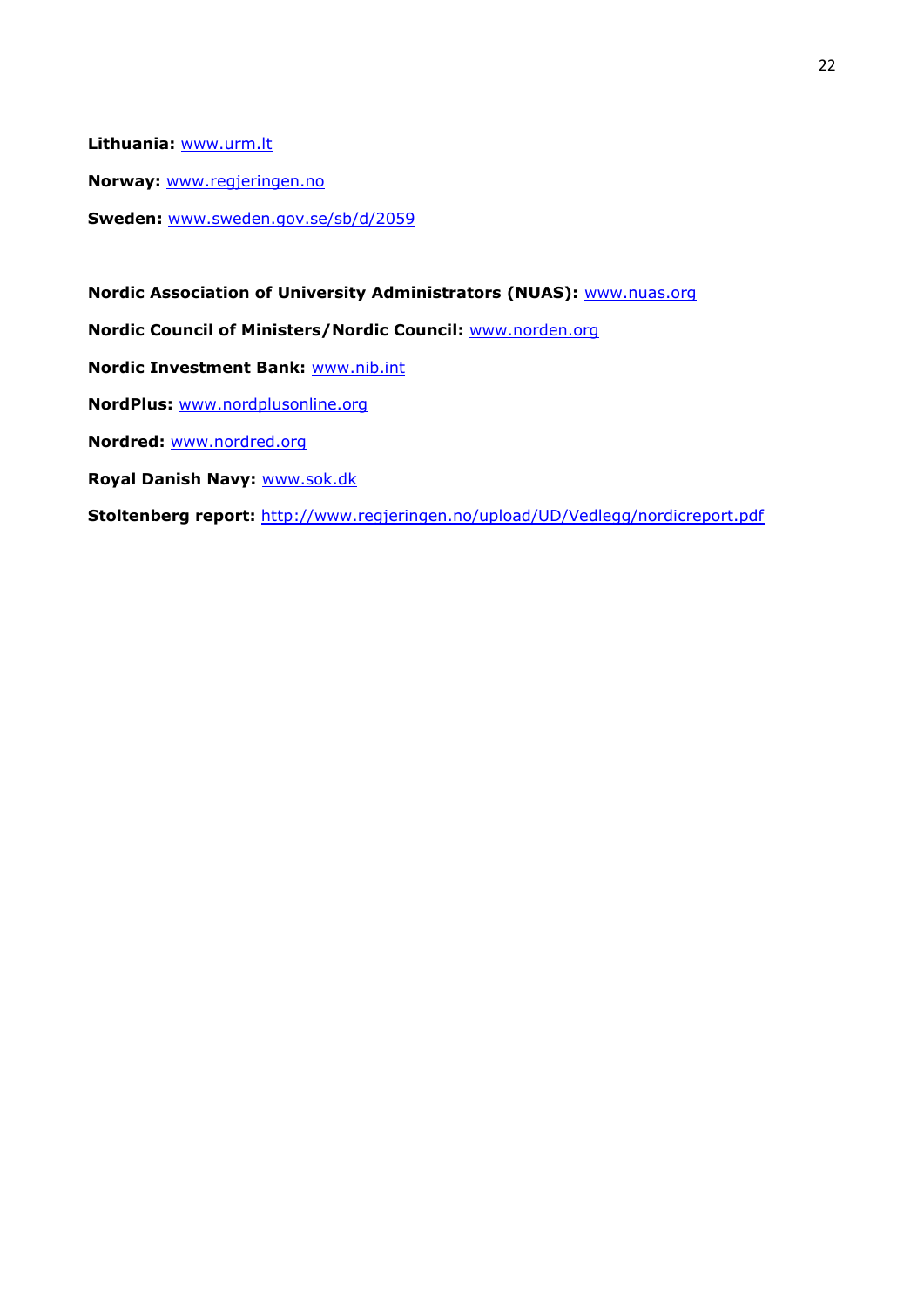**Lithuania:** www.urm.lt

**Norway:** www.regjeringen.no

**Sweden:** www.sweden.gov.se/sb/d/2059

**Nordic Association of University Administrators (NUAS):** www.nuas.org

**Nordic Council of Ministers/Nordic Council:** www.norden.org

**Nordic Investment Bank:** www.nib.int

**NordPlus:** www.nordplusonline.org

**Nordred:** www.nordred.org

**Royal Danish Navy:** www.sok.dk

**Stoltenberg report:** http://www.regjeringen.no/upload/UD/Vedlegg/nordicreport.pdf